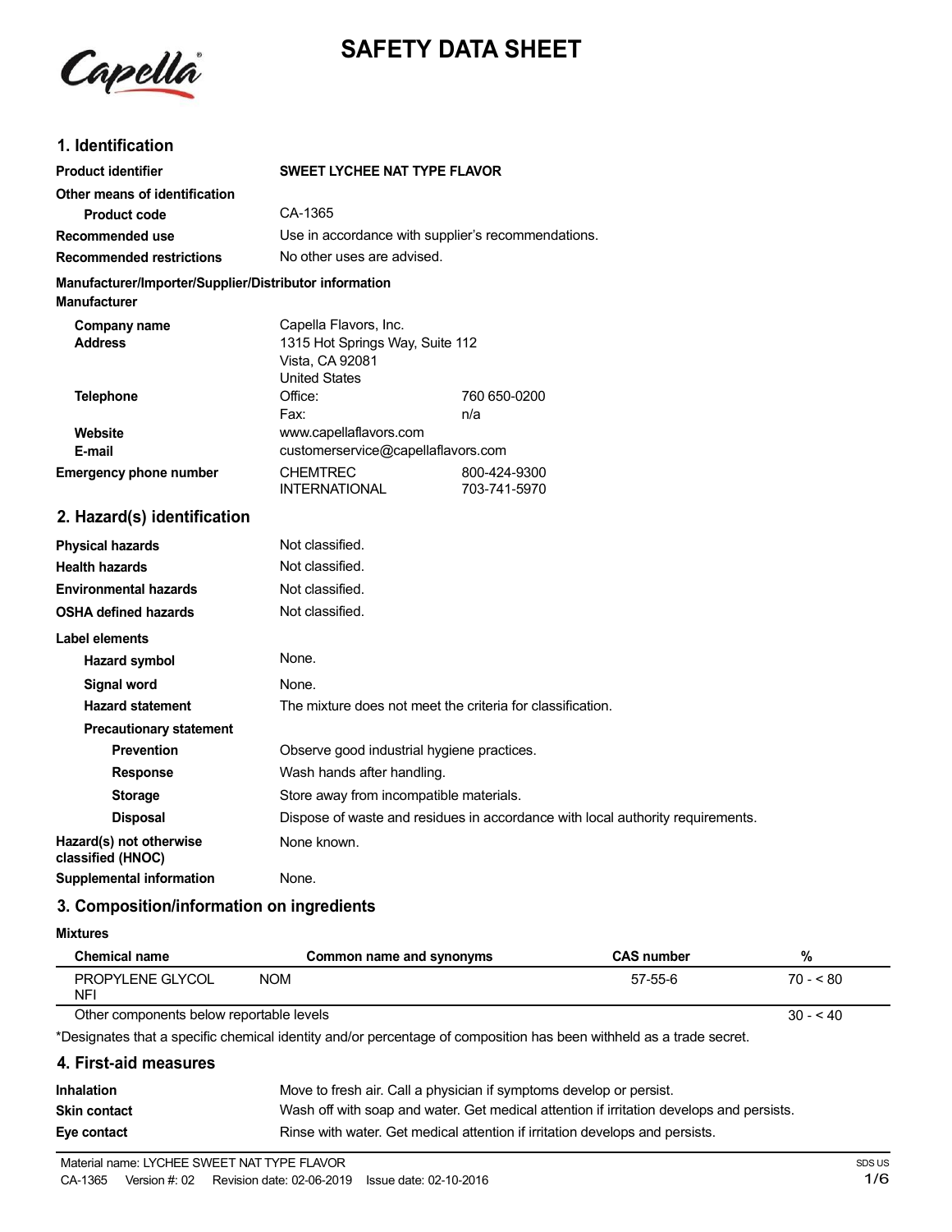# SAFETY DATA SHEET

## 1. Identification

| | |
|---|---|
| **Product identifier** | **SWEET LYCHEE NAT TYPE FLAVOR** |
| **Other means of identification** | |
| **Product code** | CA-1365 |
| **Recommended use** | Use in accordance with supplier's recommendations. |
| **Recommended restrictions** | No other uses are advised. |

**Manufacturer/Importer/Supplier/Distributor information**

**Manufacturer**

| | | |
|---|---|---|
| **Company name** | Capella Flavors, Inc. | |
| **Address** | 1315 Hot Springs Way, Suite 112<br>Vista, CA 92081<br>United States | |
| **Telephone** | Office: | 760 650-0200 |
| | Fax: | n/a |
| **Website** | www.capellaflavors.com | |
| **E-mail** | customerservice@capellaflavors.com | |
| **Emergency phone number** | CHEMTREC | 800-424-9300 |
| | INTERNATIONAL | 703-741-5970 |

## 2. Hazard(s) identification

| | |
|---|---|
| **Physical hazards** | Not classified. |
| **Health hazards** | Not classified. |
| **Environmental hazards** | Not classified. |
| **OSHA defined hazards** | Not classified. |

**Label elements**

| | |
|---|---|
| **Hazard symbol** | None. |
| **Signal word** | None. |
| **Hazard statement** | The mixture does not meet the criteria for classification. |
| **Precautionary statement** | |
| **Prevention** | Observe good industrial hygiene practices. |
| **Response** | Wash hands after handling. |
| **Storage** | Store away from incompatible materials. |
| **Disposal** | Dispose of waste and residues in accordance with local authority requirements. |
| **Hazard(s) not otherwise classified (HNOC)** | None known. |
| **Supplemental information** | None. |

## 3. Composition/information on ingredients

**Mixtures**

| Chemical name | Common name and synonyms | CAS number | % |
|---|---|---|---|
| PROPYLENE GLYCOL NFI | NOM | 57-55-6 | 70 - < 80 |
| Other components below reportable levels | | | 30 - < 40 |

*Designates that a specific chemical identity and/or percentage of composition has been withheld as a trade secret.

## 4. First-aid measures

| | |
|---|---|
| **Inhalation** | Move to fresh air. Call a physician if symptoms develop or persist. |
| **Skin contact** | Wash off with soap and water. Get medical attention if irritation develops and persists. |
| **Eye contact** | Rinse with water. Get medical attention if irritation develops and persists. |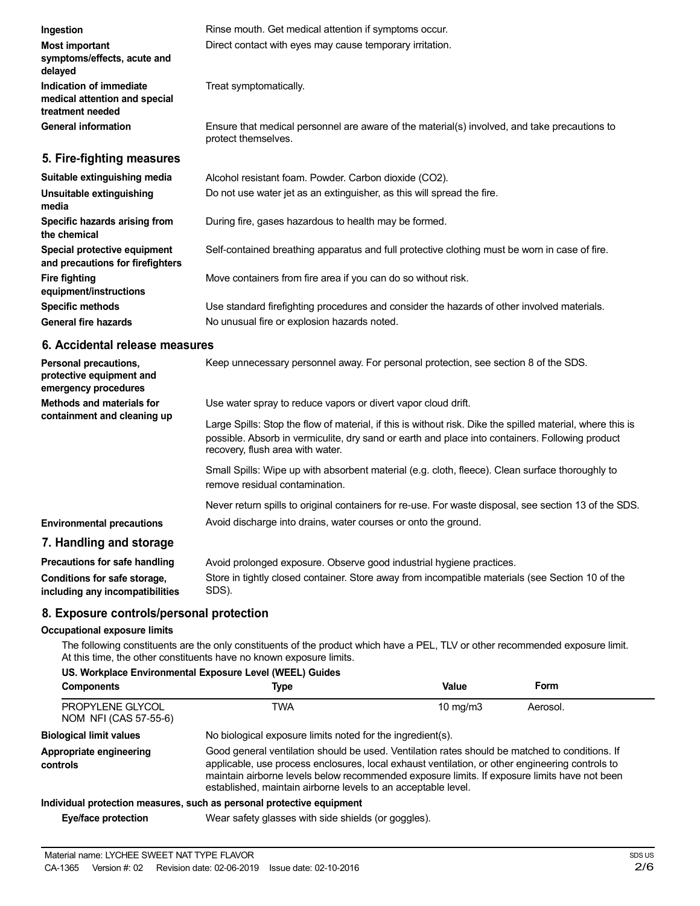**Ingestion** Rinse mouth. Get medical attention if symptoms occur.

**Most important symptoms/effects, acute and delayed** Direct contact with eyes may cause temporary irritation.

**Indication of immediate medical attention and special treatment needed** Treat symptomatically.

**General information** Ensure that medical personnel are aware of the material(s) involved, and take precautions to protect themselves.

## 5. Fire-fighting measures

**Suitable extinguishing media** Alcohol resistant foam. Powder. Carbon dioxide ($CO_2$).

**Unsuitable extinguishing media** Do not use water jet as an extinguisher, as this will spread the fire.

**Specific hazards arising from the chemical** During fire, gases hazardous to health may be formed.

**Special protective equipment and precautions for firefighters** Self-contained breathing apparatus and full protective clothing must be worn in case of fire.

**Fire fighting equipment/instructions** Move containers from fire area if you can do so without risk.

**Specific methods** Use standard firefighting procedures and consider the hazards of other involved materials.

**General fire hazards** No unusual fire or explosion hazards noted.

## 6. Accidental release measures

**Personal precautions, protective equipment and emergency procedures** Keep unnecessary personnel away. For personal protection, see section 8 of the SDS.

**Methods and materials for containment and cleaning up** Use water spray to reduce vapors or divert vapor cloud drift.

Large Spills: Stop the flow of material, if this is without risk. Dike the spilled material, where this is possible. Absorb in vermiculite, dry sand or earth and place into containers. Following product recovery, flush area with water.

Small Spills: Wipe up with absorbent material (e.g. cloth, fleece). Clean surface thoroughly to remove residual contamination.

Never return spills to original containers for re-use. For waste disposal, see section 13 of the SDS.

**Environmental precautions** Avoid discharge into drains, water courses or onto the ground.

## 7. Handling and storage

**Precautions for safe handling** Avoid prolonged exposure. Observe good industrial hygiene practices.

**Conditions for safe storage, including any incompatibilities** Store in tightly closed container. Store away from incompatible materials (see Section 10 of the SDS).

## 8. Exposure controls/personal protection

**Occupational exposure limits**

The following constituents are the only constituents of the product which have a PEL, TLV or other recommended exposure limit. At this time, the other constituents have no known exposure limits.

**US. Workplace Environmental Exposure Level (WEEL) Guides**

| Components | Type | Value | Form |
|---|---|---|---|
| PROPYLENE GLYCOL NOM NFI (CAS 57-55-6) | TWA | 10 mg/m3 | Aerosol. |

**Biological limit values** No biological exposure limits noted for the ingredient(s).

**Appropriate engineering controls** Good general ventilation should be used. Ventilation rates should be matched to conditions. If applicable, use process enclosures, local exhaust ventilation, or other engineering controls to maintain airborne levels below recommended exposure limits. If exposure limits have not been established, maintain airborne levels to an acceptable level.

**Individual protection measures, such as personal protective equipment**

**Eye/face protection** Wear safety glasses with side shields (or goggles).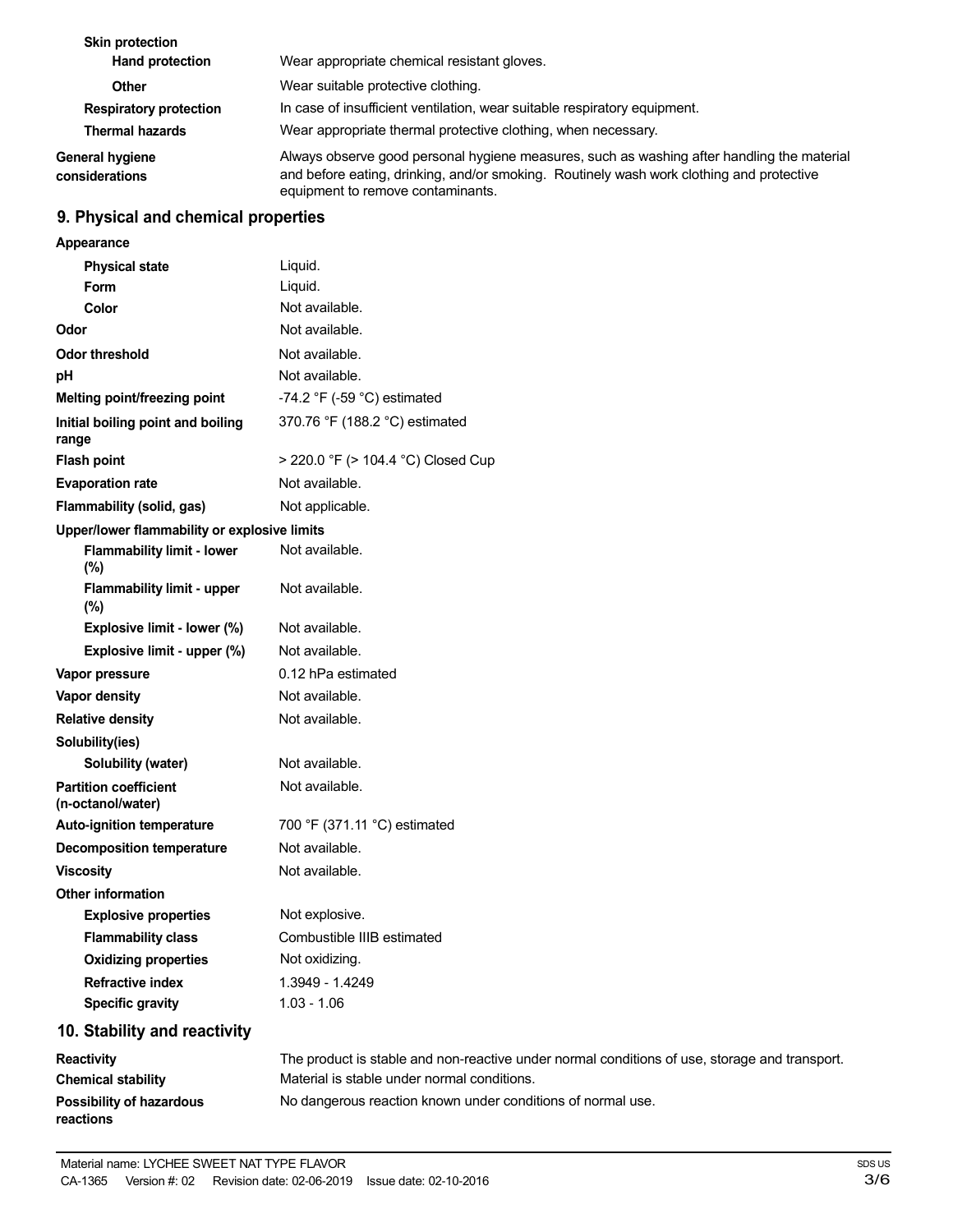| | |
|---|---|
| **Skin protection** | |
| **Hand protection** | Wear appropriate chemical resistant gloves. |
| **Other** | Wear suitable protective clothing. |
| **Respiratory protection** | In case of insufficient ventilation, wear suitable respiratory equipment. |
| **Thermal hazards** | Wear appropriate thermal protective clothing, when necessary. |
| **General hygiene considerations** | Always observe good personal hygiene measures, such as washing after handling the material and before eating, drinking, and/or smoking. Routinely wash work clothing and protective equipment to remove contaminants. |

## 9. Physical and chemical properties

| | |
|---|---|
| **Appearance** | |
| **Physical state** | Liquid. |
| **Form** | Liquid. |
| **Color** | Not available. |
| **Odor** | Not available. |
| **Odor threshold** | Not available. |
| **pH** | Not available. |
| **Melting point/freezing point** | -74.2 °F (-59 °C) estimated |
| **Initial boiling point and boiling range** | 370.76 °F (188.2 °C) estimated |
| **Flash point** | > 220.0 °F (> 104.4 °C) Closed Cup |
| **Evaporation rate** | Not available. |
| **Flammability (solid, gas)** | Not applicable. |
| **Upper/lower flammability or explosive limits** | |
| **Flammability limit - lower (%)** | Not available. |
| **Flammability limit - upper (%)** | Not available. |
| **Explosive limit - lower (%)** | Not available. |
| **Explosive limit - upper (%)** | Not available. |
| **Vapor pressure** | 0.12 hPa estimated |
| **Vapor density** | Not available. |
| **Relative density** | Not available. |
| **Solubility(ies)** | |
| **Solubility (water)** | Not available. |
| **Partition coefficient (n-octanol/water)** | Not available. |
| **Auto-ignition temperature** | 700 °F (371.11 °C) estimated |
| **Decomposition temperature** | Not available. |
| **Viscosity** | Not available. |
| **Other information** | |
| **Explosive properties** | Not explosive. |
| **Flammability class** | Combustible IIIB estimated |
| **Oxidizing properties** | Not oxidizing. |
| **Refractive index** | 1.3949 - 1.4249 |
| **Specific gravity** | 1.03 - 1.06 |

## 10. Stability and reactivity

| | |
|---|---|
| **Reactivity** | The product is stable and non-reactive under normal conditions of use, storage and transport. |
| **Chemical stability** | Material is stable under normal conditions. |
| **Possibility of hazardous reactions** | No dangerous reaction known under conditions of normal use. |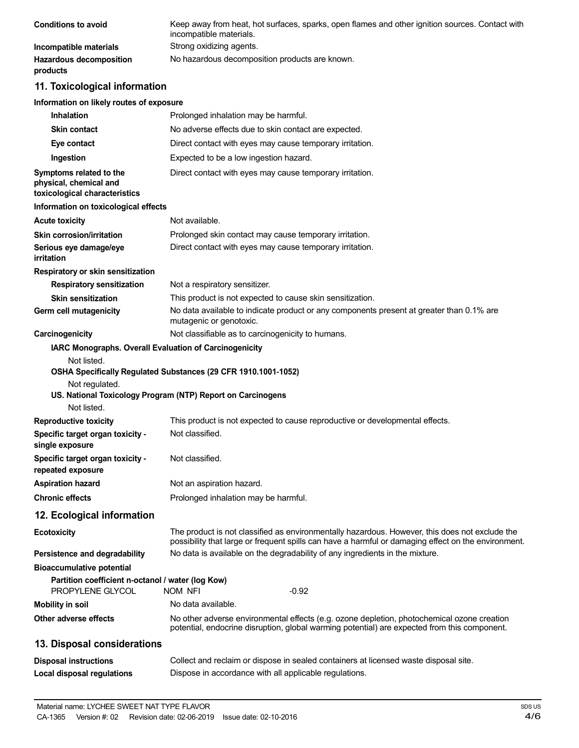**Conditions to avoid** Keep away from heat, hot surfaces, sparks, open flames and other ignition sources. Contact with incompatible materials.

**Incompatible materials** Strong oxidizing agents.

**Hazardous decomposition products** No hazardous decomposition products are known.

## 11. Toxicological information

**Information on likely routes of exposure**

**Inhalation** Prolonged inhalation may be harmful.

**Skin contact** No adverse effects due to skin contact are expected.

**Eye contact** Direct contact with eyes may cause temporary irritation.

**Ingestion** Expected to be a low ingestion hazard.

**Symptoms related to the physical, chemical and toxicological characteristics** Direct contact with eyes may cause temporary irritation.

**Information on toxicological effects**

**Acute toxicity** Not available.

**Skin corrosion/irritation** Prolonged skin contact may cause temporary irritation.

**Serious eye damage/eye irritation** Direct contact with eyes may cause temporary irritation.

**Respiratory or skin sensitization**

**Respiratory sensitization** Not a respiratory sensitizer.

**Skin sensitization** This product is not expected to cause skin sensitization.

**Germ cell mutagenicity** No data available to indicate product or any components present at greater than 0.1% are mutagenic or genotoxic.

**Carcinogenicity** Not classifiable as to carcinogenicity to humans.

**IARC Monographs. Overall Evaluation of Carcinogenicity**

Not listed.

**OSHA Specifically Regulated Substances (29 CFR 1910.1001-1052)**

Not regulated.

**US. National Toxicology Program (NTP) Report on Carcinogens**

Not listed.

**Reproductive toxicity** This product is not expected to cause reproductive or developmental effects.

**Specific target organ toxicity - single exposure** Not classified.

**Specific target organ toxicity - repeated exposure** Not classified.

**Aspiration hazard** Not an aspiration hazard.

**Chronic effects** Prolonged inhalation may be harmful.

## 12. Ecological information

**Ecotoxicity** The product is not classified as environmentally hazardous. However, this does not exclude the possibility that large or frequent spills can have a harmful or damaging effect on the environment.

**Persistence and degradability** No data is available on the degradability of any ingredients in the mixture.

**Bioaccumulative potential**

**Partition coefficient n-octanol / water (log Kow)**

| | | |
|---|---|---|
| PROPYLENE GLYCOL | NOM NFI | -0.92 |

**Mobility in soil** No data available.

**Other adverse effects** No other adverse environmental effects (e.g. ozone depletion, photochemical ozone creation potential, endocrine disruption, global warming potential) are expected from this component.

## 13. Disposal considerations

**Disposal instructions** Collect and reclaim or dispose in sealed containers at licensed waste disposal site.

**Local disposal regulations** Dispose in accordance with all applicable regulations.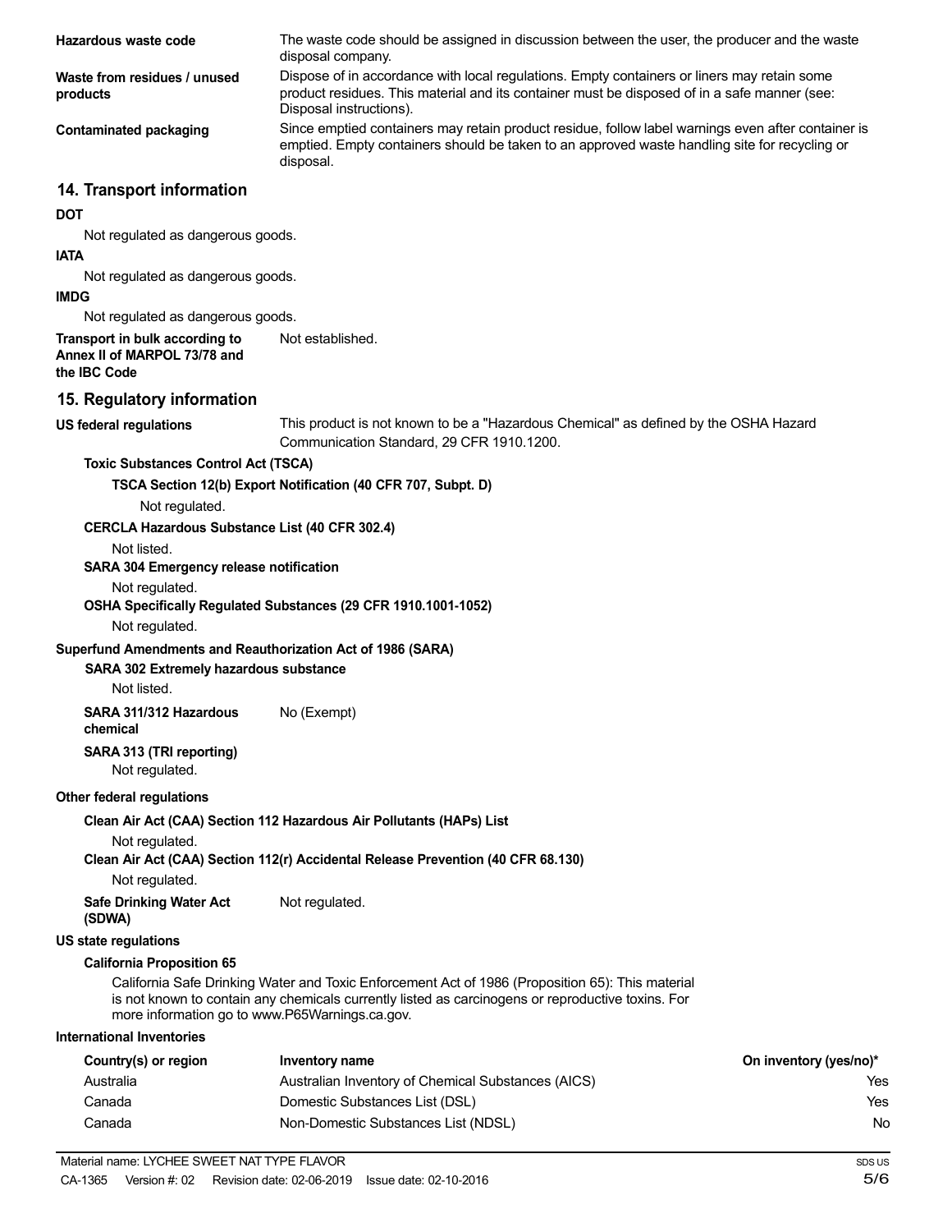**Hazardous waste code** The waste code should be assigned in discussion between the user, the producer and the waste disposal company.

**Waste from residues / unused products** Dispose of in accordance with local regulations. Empty containers or liners may retain some product residues. This material and its container must be disposed of in a safe manner (see: Disposal instructions).

**Contaminated packaging** Since emptied containers may retain product residue, follow label warnings even after container is emptied. Empty containers should be taken to an approved waste handling site for recycling or disposal.

## 14. Transport information

**DOT**

Not regulated as dangerous goods.

**IATA**

Not regulated as dangerous goods.

**IMDG**

Not regulated as dangerous goods.

**Transport in bulk according to Annex II of MARPOL 73/78 and the IBC Code** Not established.

## 15. Regulatory information

**US federal regulations** This product is not known to be a "Hazardous Chemical" as defined by the OSHA Hazard Communication Standard, 29 CFR 1910.1200.

**Toxic Substances Control Act (TSCA)**

**TSCA Section 12(b) Export Notification (40 CFR 707, Subpt. D)**

Not regulated.

**CERCLA Hazardous Substance List (40 CFR 302.4)**

Not listed.

**SARA 304 Emergency release notification**

Not regulated.

**OSHA Specifically Regulated Substances (29 CFR 1910.1001-1052)**

Not regulated.

**Superfund Amendments and Reauthorization Act of 1986 (SARA)**

**SARA 302 Extremely hazardous substance**

Not listed.

**SARA 311/312 Hazardous chemical** No (Exempt)

**SARA 313 (TRI reporting)**

Not regulated.

**Other federal regulations**

**Clean Air Act (CAA) Section 112 Hazardous Air Pollutants (HAPs) List**

Not regulated.

**Clean Air Act (CAA) Section 112(r) Accidental Release Prevention (40 CFR 68.130)**

Not regulated.

**Safe Drinking Water Act (SDWA)** Not regulated.

**US state regulations**

**California Proposition 65**

California Safe Drinking Water and Toxic Enforcement Act of 1986 (Proposition 65): This material is not known to contain any chemicals currently listed as carcinogens or reproductive toxins. For more information go to www.P65Warnings.ca.gov.

**International Inventories**

| Country(s) or region | Inventory name | On inventory (yes/no)* |
|---|---|---|
| Australia | Australian Inventory of Chemical Substances (AICS) | Yes |
| Canada | Domestic Substances List (DSL) | Yes |
| Canada | Non-Domestic Substances List (NDSL) | No |

Material name: LYCHEE SWEET NAT TYPE FLAVOR

CA-1365 Version #: 02 Revision date: 02-06-2019 Issue date: 02-10-2016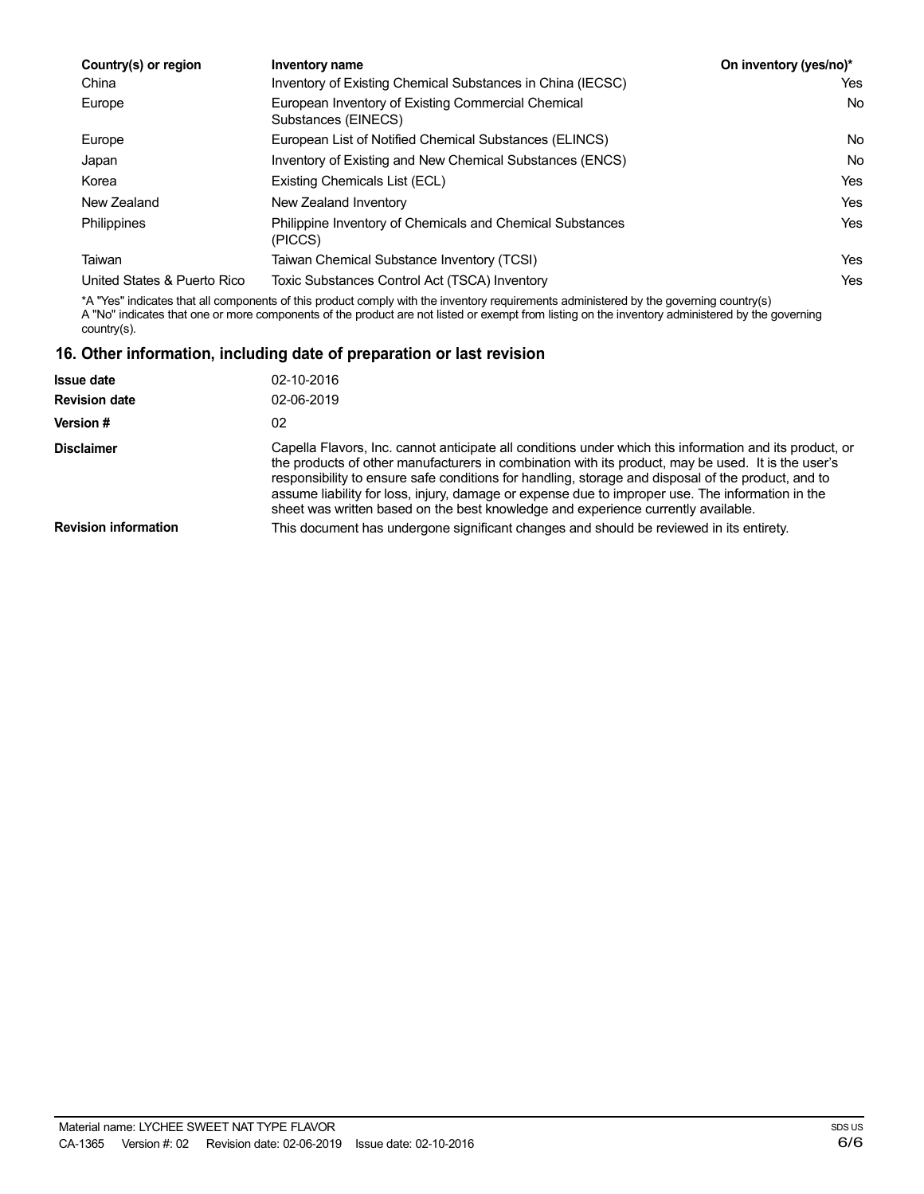| Country(s) or region | Inventory name | On inventory (yes/no)* |
| --- | --- | --- |
| China | Inventory of Existing Chemical Substances in China (IECSC) | Yes |
| Europe | European Inventory of Existing Commercial Chemical Substances (EINECS) | No |
| Europe | European List of Notified Chemical Substances (ELINCS) | No |
| Japan | Inventory of Existing and New Chemical Substances (ENCS) | No |
| Korea | Existing Chemicals List (ECL) | Yes |
| New Zealand | New Zealand Inventory | Yes |
| Philippines | Philippine Inventory of Chemicals and Chemical Substances (PICCS) | Yes |
| Taiwan | Taiwan Chemical Substance Inventory (TCSI) | Yes |
| United States & Puerto Rico | Toxic Substances Control Act (TSCA) Inventory | Yes |

*A "Yes" indicates that all components of this product comply with the inventory requirements administered by the governing country(s)
A "No" indicates that one or more components of the product are not listed or exempt from listing on the inventory administered by the governing country(s).

## 16. Other information, including date of preparation or last revision

**Issue date** 02-10-2016

**Revision date** 02-06-2019

**Version #** 02

**Disclaimer** Capella Flavors, Inc. cannot anticipate all conditions under which this information and its product, or the products of other manufacturers in combination with its product, may be used. It is the user's responsibility to ensure safe conditions for handling, storage and disposal of the product, and to assume liability for loss, injury, damage or expense due to improper use. The information in the sheet was written based on the best knowledge and experience currently available.

**Revision information** This document has undergone significant changes and should be reviewed in its entirety.